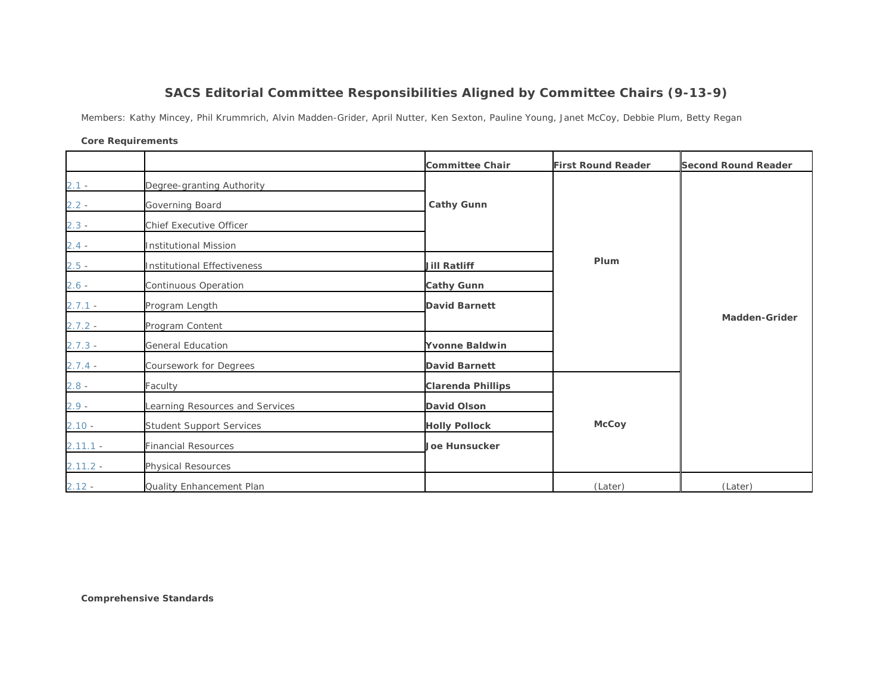# SACS Editorial Committee Responsibilities Aligned by Committee Chairs (9-13-9)

Members: Kathy Mincey, Phil Krummrich, Alvin Madden-Grider, April Nutter, Ken Sexton, Pauline Young, Janet McCoy, Debbie Plum, Betty Regan

**Core Requirements**

| | | Committee Chair | First Round Reader | Second Round Reader |
|---|---|---|---|---|
| 2.1 - | Degree-granting Authority | **Cathy Gunn** | **Plum** | **Madden-Grider** |
| 2.2 - | Governing Board | | | |
| 2.3 - | Chief Executive Officer | | | |
| 2.4 - | Institutional Mission | | | |
| 2.5 - | Institutional Effectiveness | **Jill Ratliff** | | |
| 2.6 - | Continuous Operation | **Cathy Gunn** | | |
| 2.7.1 - | Program Length | **David Barnett** | | |
| 2.7.2 - | Program Content | | | |
| 2.7.3 - | General Education | **Yvonne Baldwin** | | |
| 2.7.4 - | Coursework for Degrees | **David Barnett** | | |
| 2.8 - | Faculty | **Clarenda Phillips** | **McCoy** | |
| 2.9 - | Learning Resources and Services | **David Olson** | | |
| 2.10 - | Student Support Services | **Holly Pollock** | | |
| 2.11.1 - | Financial Resources | **Joe Hunsucker** | | |
| 2.11.2 - | Physical Resources | | | |
| 2.12 - | Quality Enhancement Plan | | (Later) | (Later) |

**Comprehensive Standards**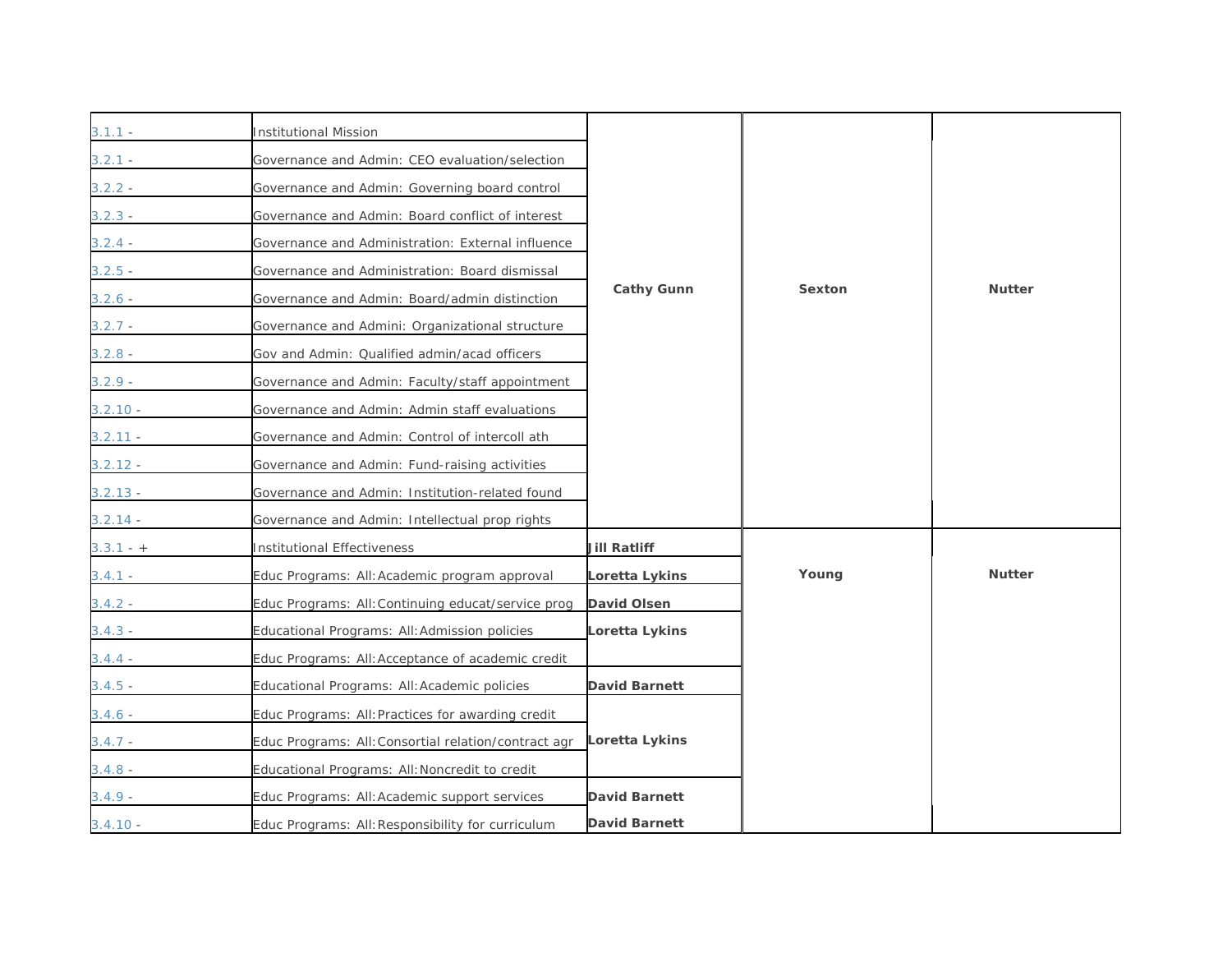| | | | | |
|---|---|---|---|---|
| 3.1.1 - | Institutional Mission | Cathy Gunn | Sexton | Nutter |
| 3.2.1 - | Governance and Admin: CEO evaluation/selection | | | |
| 3.2.2 - | Governance and Admin: Governing board control | | | |
| 3.2.3 - | Governance and Admin: Board conflict of interest | | | |
| 3.2.4 - | Governance and Administration: External influence | | | |
| 3.2.5 - | Governance and Administration: Board dismissal | | | |
| 3.2.6 - | Governance and Admin: Board/admin distinction | | | |
| 3.2.7 - | Governance and Admini: Organizational structure | | | |
| 3.2.8 - | Gov and Admin: Qualified admin/acad officers | | | |
| 3.2.9 - | Governance and Admin: Faculty/staff appointment | | | |
| 3.2.10 - | Governance and Admin: Admin staff evaluations | | | |
| 3.2.11 - | Governance and Admin: Control of intercoll ath | | | |
| 3.2.12 - | Governance and Admin: Fund-raising activities | | | |
| 3.2.13 - | Governance and Admin: Institution-related found | | | |
| 3.2.14 - | Governance and Admin: Intellectual prop rights | | | |
| 3.3.1 - + | Institutional Effectiveness | **Jill Ratliff** | Young | Nutter |
| 3.4.1 - | Educ Programs: All:Academic program approval | **Loretta Lykins** | | |
| 3.4.2 - | Educ Programs: All:Continuing educat/service prog | **David Olsen** | | |
| 3.4.3 - | Educational Programs: All:Admission policies | **Loretta Lykins** | | |
| 3.4.4 - | Educ Programs: All:Acceptance of academic credit | | | |
| 3.4.5 - | Educational Programs: All:Academic policies | **David Barnett** | | |
| 3.4.6 - | Educ Programs: All:Practices for awarding credit | **Loretta Lykins** | | |
| 3.4.7 - | Educ Programs: All:Consortial relation/contract agr | | | |
| 3.4.8 - | Educational Programs: All:Noncredit to credit | | | |
| 3.4.9 - | Educ Programs: All:Academic support services | **David Barnett** | | |
| 3.4.10 - | Educ Programs: All:Responsibility for curriculum | **David Barnett** | | |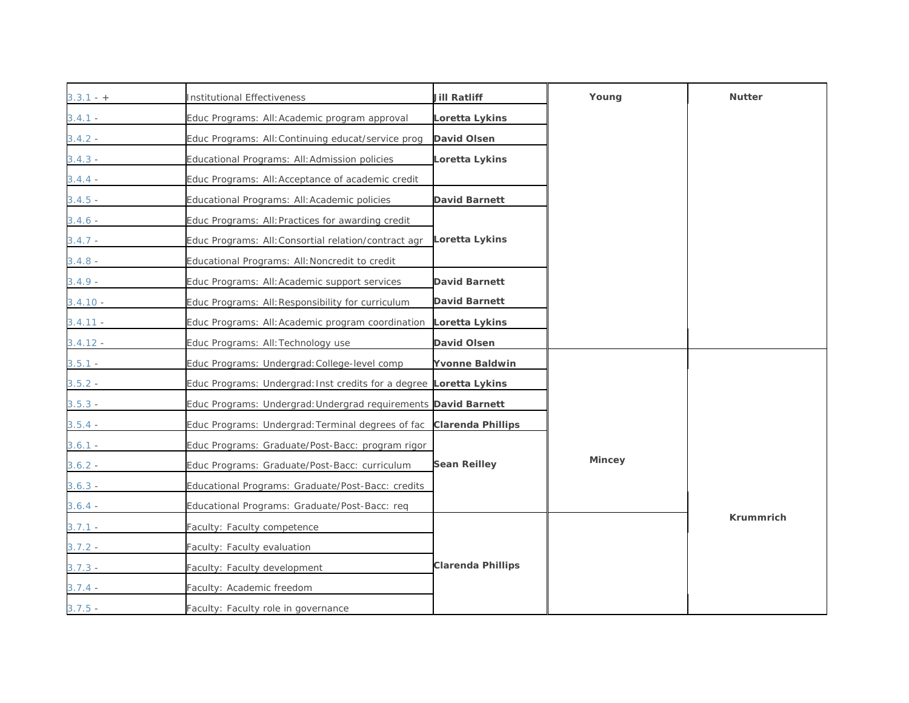| | | | | |
|---|---|---|---|---|
| 3.3.1 - + | Institutional Effectiveness | **Jill Ratliff** | **Young** | **Nutter** |
| 3.4.1 - | Educ Programs: All: Academic program approval | **Loretta Lykins** | | |
| 3.4.2 - | Educ Programs: All: Continuing educat/service prog | **David Olsen** | | |
| 3.4.3 - | Educational Programs: All: Admission policies | **Loretta Lykins** | | |
| 3.4.4 - | Educ Programs: All: Acceptance of academic credit | | | |
| 3.4.5 - | Educational Programs: All: Academic policies | **David Barnett** | | |
| 3.4.6 - | Educ Programs: All: Practices for awarding credit | **Loretta Lykins** | | |
| 3.4.7 - | Educ Programs: All: Consortial relation/contract agr | | | |
| 3.4.8 - | Educational Programs: All: Noncredit to credit | | | |
| 3.4.9 - | Educ Programs: All: Academic support services | **David Barnett** | | |
| 3.4.10 - | Educ Programs: All: Responsibility for curriculum | **David Barnett** | | |
| 3.4.11 - | Educ Programs: All: Academic program coordination | **Loretta Lykins** | | |
| 3.4.12 - | Educ Programs: All: Technology use | **David Olsen** | | |
| 3.5.1 - | Educ Programs: Undergrad: College-level comp | **Yvonne Baldwin** | **Mincey** | **Krummrich** |
| 3.5.2 - | Educ Programs: Undergrad: Inst credits for a degree | **Loretta Lykins** | | |
| 3.5.3 - | Educ Programs: Undergrad: Undergrad requirements | **David Barnett** | | |
| 3.5.4 - | Educ Programs: Undergrad: Terminal degrees of fac | **Clarenda Phillips** | | |
| 3.6.1 - | Educ Programs: Graduate/Post-Bacc: program rigor | **Sean Reilley** | | |
| 3.6.2 - | Educ Programs: Graduate/Post-Bacc: curriculum | | | |
| 3.6.3 - | Educational Programs: Graduate/Post-Bacc: credits | | | |
| 3.6.4 - | Educational Programs: Graduate/Post-Bacc: req | | | |
| 3.7.1 - | Faculty: Faculty competence | **Clarenda Phillips** | | |
| 3.7.2 - | Faculty: Faculty evaluation | | | |
| 3.7.3 - | Faculty: Faculty development | | | |
| 3.7.4 - | Faculty: Academic freedom | | | |
| 3.7.5 - | Faculty: Faculty role in governance | | | |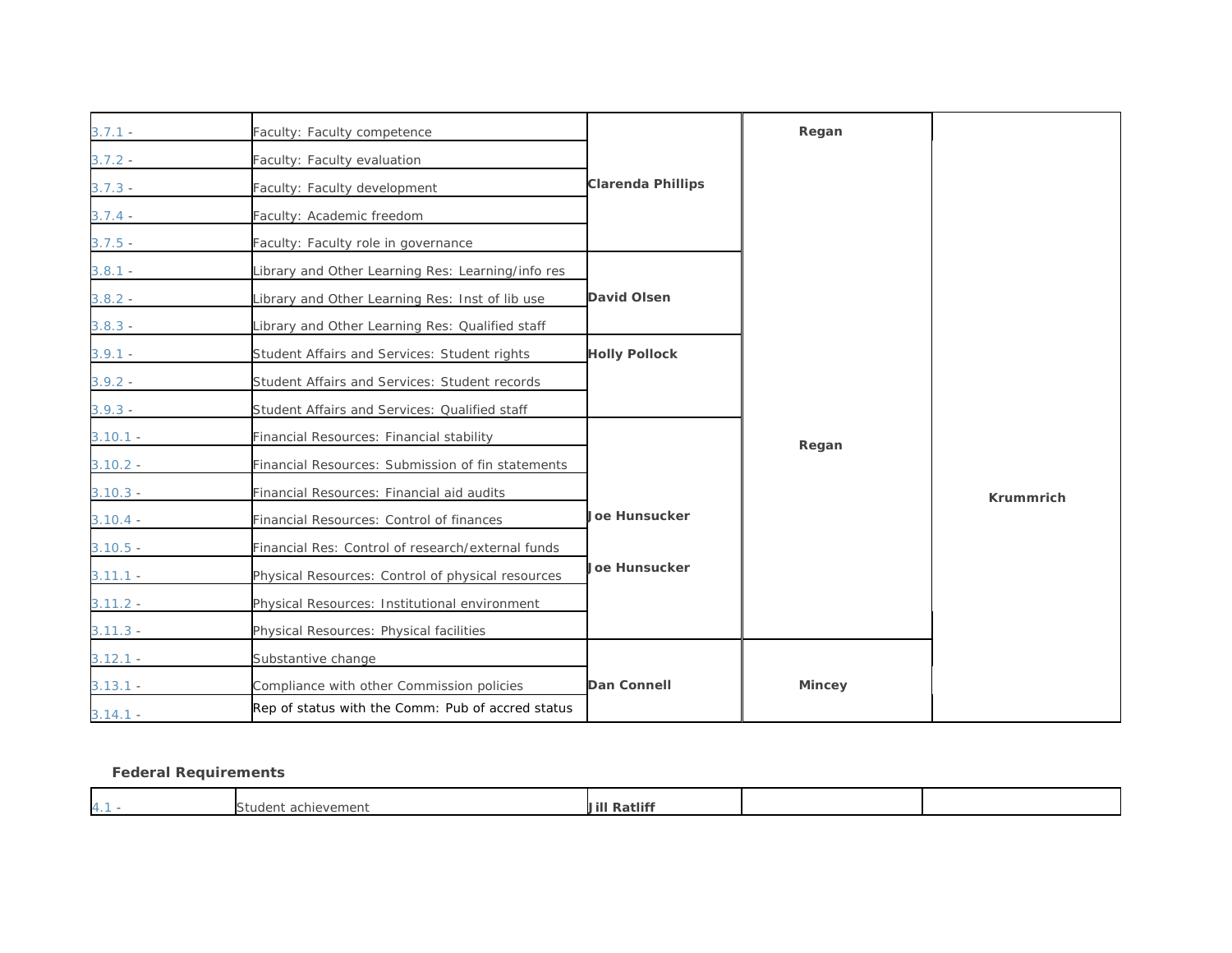| | | | | |
|---|---|---|---|---|
| 3.7.1 - | Faculty: Faculty competence | Clarenda Phillips | Regan | Krummrich |
| 3.7.2 - | Faculty: Faculty evaluation | | | |
| 3.7.3 - | Faculty: Faculty development | | | |
| 3.7.4 - | Faculty: Academic freedom | | | |
| 3.7.5 - | Faculty: Faculty role in governance | | | |
| 3.8.1 - | Library and Other Learning Res: Learning/info res | David Olsen | Regan | |
| 3.8.2 - | Library and Other Learning Res: Inst of lib use | | | |
| 3.8.3 - | Library and Other Learning Res: Qualified staff | | | |
| 3.9.1 - | Student Affairs and Services: Student rights | Holly Pollock | | |
| 3.9.2 - | Student Affairs and Services: Student records | | | |
| 3.9.3 - | Student Affairs and Services: Qualified staff | | | |
| 3.10.1 - | Financial Resources: Financial stability | Joe Hunsucker | | |
| 3.10.2 - | Financial Resources: Submission of fin statements | | | |
| 3.10.3 - | Financial Resources: Financial aid audits | | | |
| 3.10.4 - | Financial Resources: Control of finances | | | |
| 3.10.5 - | Financial Res: Control of research/external funds | | | |
| 3.11.1 - | Physical Resources: Control of physical resources | Joe Hunsucker | | |
| 3.11.2 - | Physical Resources: Institutional environment | | | |
| 3.11.3 - | Physical Resources: Physical facilities | | | |
| 3.12.1 - | Substantive change | Dan Connell | Mincey | |
| 3.13.1 - | Compliance with other Commission policies | | | |
| 3.14.1 - | Rep of status with the Comm: Pub of accred status | | | |

**Federal Requirements**

| | | | | |
|---|---|---|---|---|
| 4.1 - | Student achievement | Jill Ratliff | | |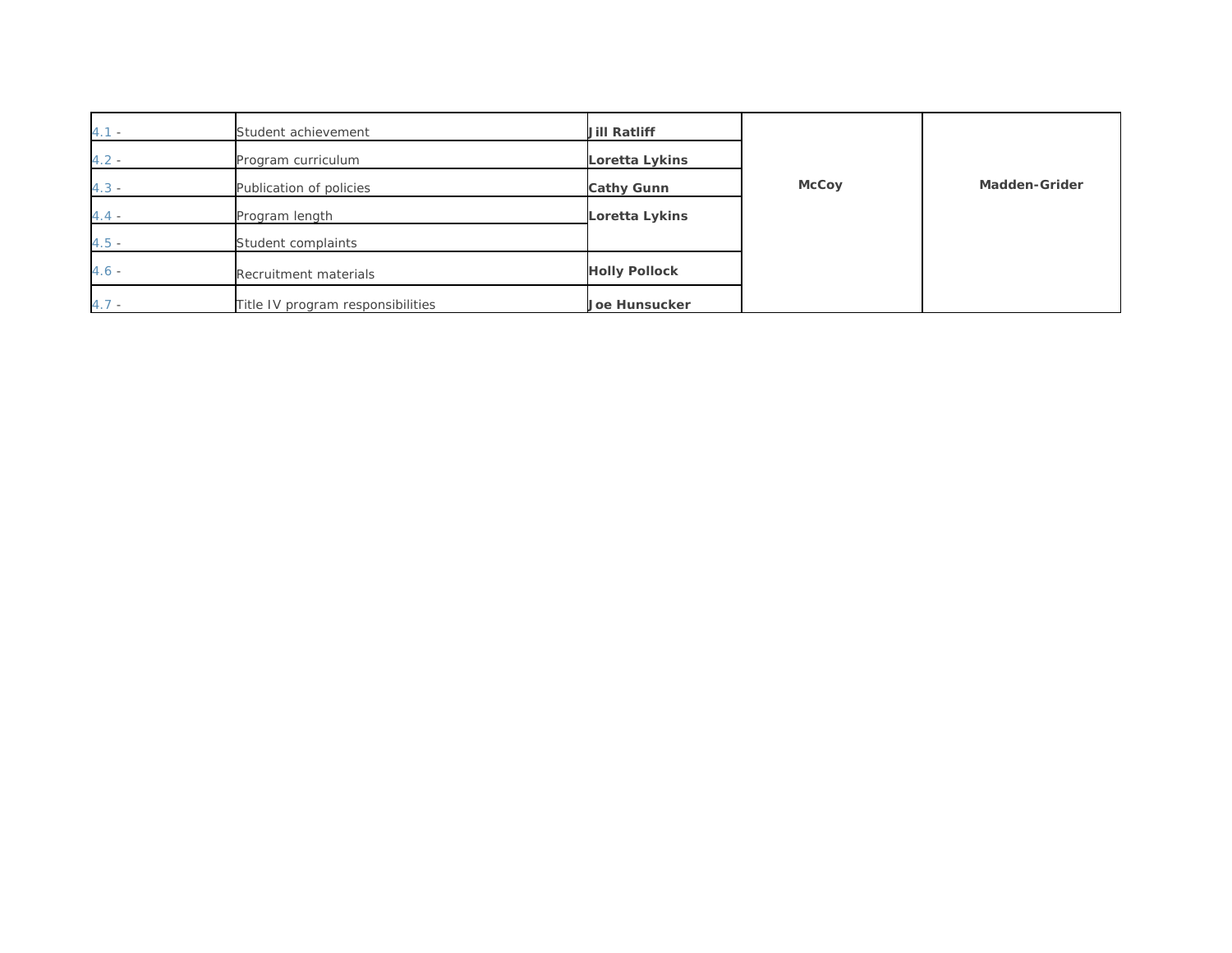| | | | | |
|---|---|---|---|---|
| 4.1 - | Student achievement | **Jill Ratliff** | **McCoy** | **Madden-Grider** |
| 4.2 - | Program curriculum | **Loretta Lykins** | | |
| 4.3 - | Publication of policies | **Cathy Gunn** | | |
| 4.4 - | Program length | **Loretta Lykins** | | |
| 4.5 - | Student complaints | | | |
| 4.6 - | Recruitment materials | **Holly Pollock** | | |
| 4.7 - | Title IV program responsibilities | **Joe Hunsucker** | | |